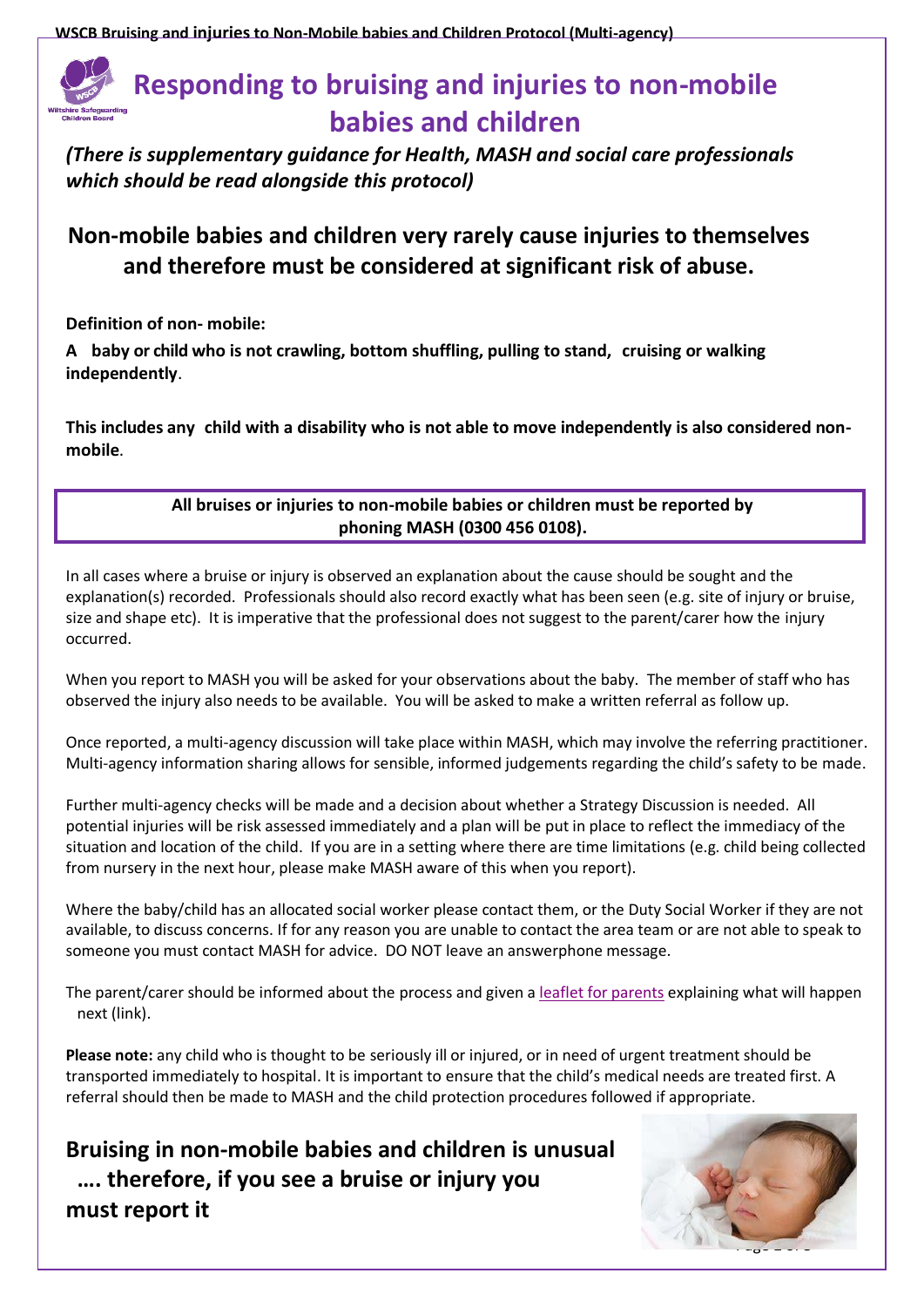# Responding to bruising and injuries to non-mobile babies and children

***(There is supplementary guidance for Health, MASH and social care professionals which should be read alongside this protocol)***

## Non-mobile babies and children very rarely cause injuries to themselves and therefore must be considered at significant risk of abuse.

**Definition of non- mobile:**

**A baby or child who is not crawling, bottom shuffling, pulling to stand, cruising or walking independently**.

**This includes any child with a disability who is not able to move independently is also considered non-mobile**.

**All bruises or injuries to non-mobile babies or children must be reported by phoning MASH (0300 456 0108).**

In all cases where a bruise or injury is observed an explanation about the cause should be sought and the explanation(s) recorded. Professionals should also record exactly what has been seen (e.g. site of injury or bruise, size and shape etc). It is imperative that the professional does not suggest to the parent/carer how the injury occurred.

When you report to MASH you will be asked for your observations about the baby. The member of staff who has observed the injury also needs to be available. You will be asked to make a written referral as follow up.

Once reported, a multi-agency discussion will take place within MASH, which may involve the referring practitioner. Multi-agency information sharing allows for sensible, informed judgements regarding the child's safety to be made.

Further multi-agency checks will be made and a decision about whether a Strategy Discussion is needed. All potential injuries will be risk assessed immediately and a plan will be put in place to reflect the immediacy of the situation and location of the child. If you are in a setting where there are time limitations (e.g. child being collected from nursery in the next hour, please make MASH aware of this when you report).

Where the baby/child has an allocated social worker please contact them, or the Duty Social Worker if they are not available, to discuss concerns. If for any reason you are unable to contact the area team or are not able to speak to someone you must contact MASH for advice. DO NOT leave an answerphone message.

The parent/carer should be informed about the process and given a leaflet for parents explaining what will happen next (link).

**Please note:** any child who is thought to be seriously ill or injured, or in need of urgent treatment should be transported immediately to hospital. It is important to ensure that the child's medical needs are treated first. A referral should then be made to MASH and the child protection procedures followed if appropriate.

## Bruising in non-mobile babies and children is unusual …. therefore, if you see a bruise or injury you must report it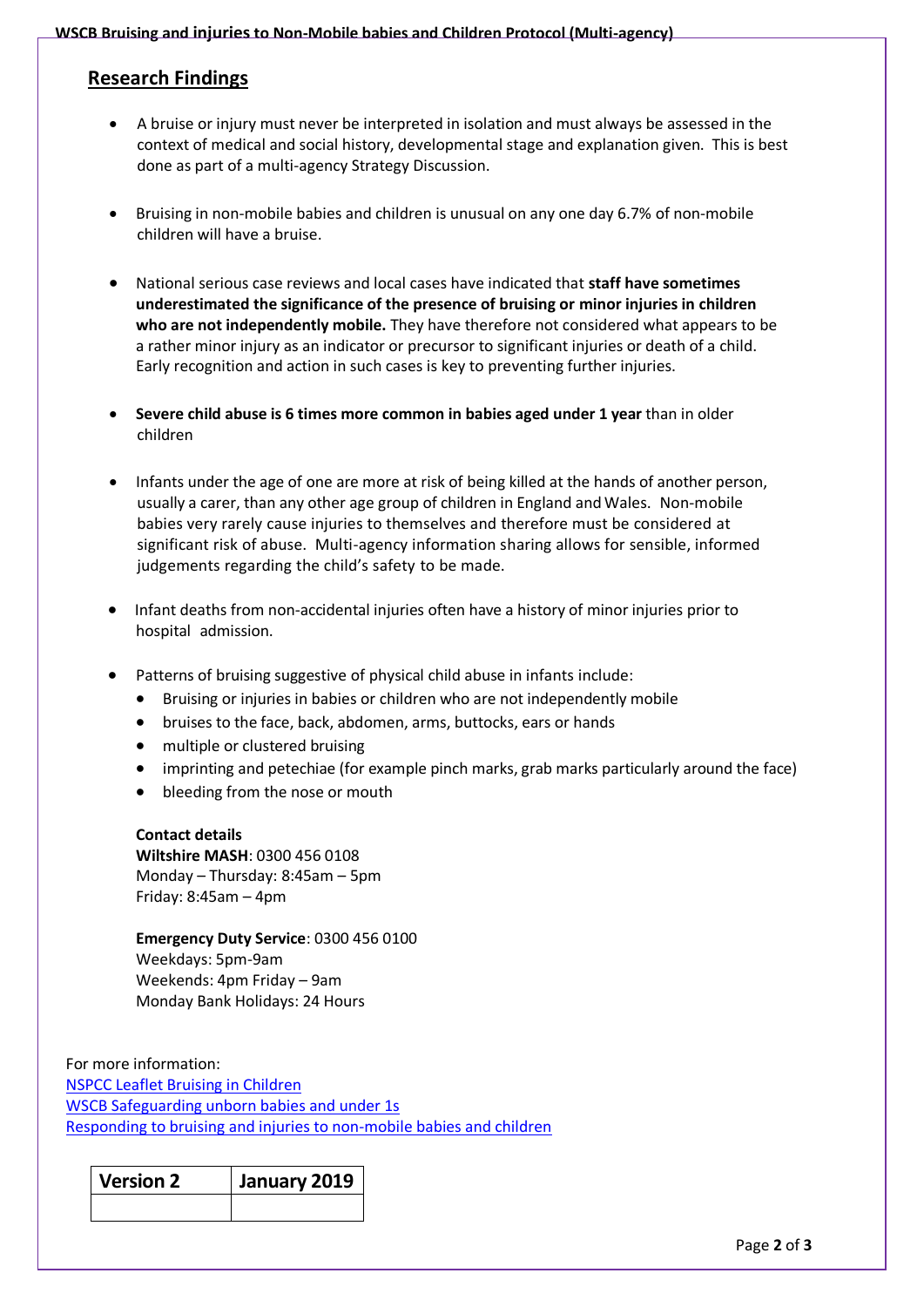## Research Findings

- A bruise or injury must never be interpreted in isolation and must always be assessed in the context of medical and social history, developmental stage and explanation given. This is best done as part of a multi-agency Strategy Discussion.
- Bruising in non-mobile babies and children is unusual on any one day 6.7% of non-mobile children will have a bruise.
- National serious case reviews and local cases have indicated that **staff have sometimes underestimated the significance of the presence of bruising or minor injuries in children who are not independently mobile.** They have therefore not considered what appears to be a rather minor injury as an indicator or precursor to significant injuries or death of a child. Early recognition and action in such cases is key to preventing further injuries.
- **Severe child abuse is 6 times more common in babies aged under 1 year** than in older children
- Infants under the age of one are more at risk of being killed at the hands of another person, usually a carer, than any other age group of children in England and Wales. Non-mobile babies very rarely cause injuries to themselves and therefore must be considered at significant risk of abuse. Multi-agency information sharing allows for sensible, informed judgements regarding the child's safety to be made.
- Infant deaths from non-accidental injuries often have a history of minor injuries prior to hospital admission.
- Patterns of bruising suggestive of physical child abuse in infants include:
  - Bruising or injuries in babies or children who are not independently mobile
  - bruises to the face, back, abdomen, arms, buttocks, ears or hands
  - multiple or clustered bruising
  - imprinting and petechiae (for example pinch marks, grab marks particularly around the face)
  - bleeding from the nose or mouth

**Contact details**
**Wiltshire MASH**: 0300 456 0108
Monday – Thursday: 8:45am – 5pm
Friday: 8:45am – 4pm

**Emergency Duty Service**: 0300 456 0100
Weekdays: 5pm-9am
Weekends: 4pm Friday – 9am
Monday Bank Holidays: 24 Hours

For more information:
[NSPCC Leaflet Bruising in Children]
[WSCB Safeguarding unborn babies and under 1s]
[Responding to bruising and injuries to non-mobile babies and children]

| Version 2 | January 2019 |
|---|---|
| | |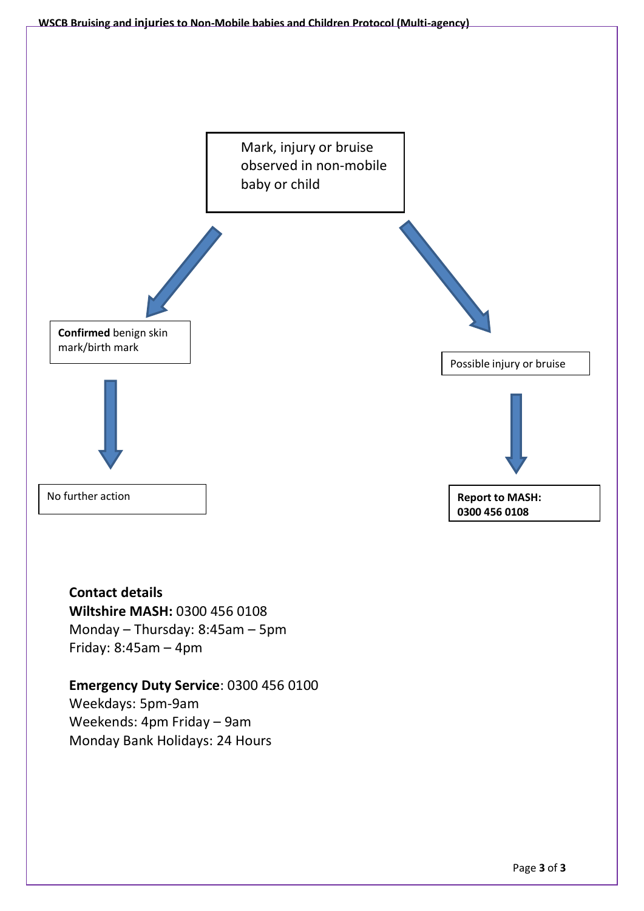Mark, injury or bruise observed in non-mobile baby or child

**Confirmed** benign skin mark/birth mark

No further action

Possible injury or bruise

**Report to MASH: 0300 456 0108**

**Contact details**

**Wiltshire MASH:** 0300 456 0108
Monday – Thursday: 8:45am – 5pm
Friday: 8:45am – 4pm

**Emergency Duty Service**: 0300 456 0100
Weekdays: 5pm-9am
Weekends: 4pm Friday – 9am
Monday Bank Holidays: 24 Hours